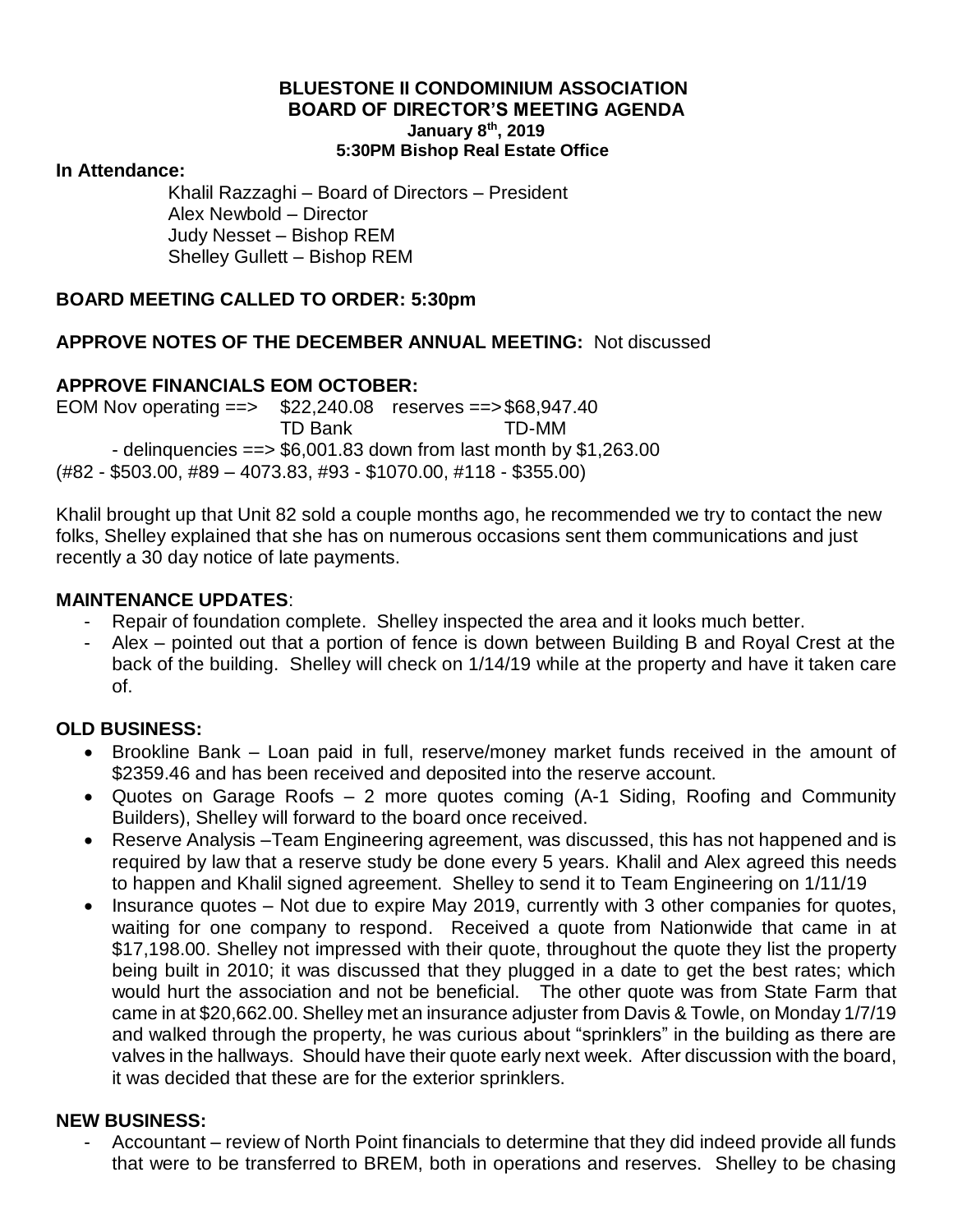# BLUESTONE II CONDOMINIUM ASSOCIATION
## BOARD OF DIRECTOR'S MEETING AGENDA
### January 8th, 2019
### 5:30PM Bishop Real Estate Office

**In Attendance:**

Khalil Razzaghi – Board of Directors – President
Alex Newbold – Director
Judy Nesset – Bishop REM
Shelley Gullett – Bishop REM

**BOARD MEETING CALLED TO ORDER: 5:30pm**

**APPROVE NOTES OF THE DECEMBER ANNUAL MEETING:** Not discussed

**APPROVE FINANCIALS EOM OCTOBER:**

EOM Nov operating ==> $22,240.08 reserves ==> $68,947.40
TD Bank TD-MM

- delinquencies ==> $6,001.83 down from last month by $1,263.00

(#82 - $503.00, #89 – 4073.83, #93 - $1070.00, #118 - $355.00)

Khalil brought up that Unit 82 sold a couple months ago, he recommended we try to contact the new folks, Shelley explained that she has on numerous occasions sent them communications and just recently a 30 day notice of late payments.

**MAINTENANCE UPDATES**:

- Repair of foundation complete. Shelley inspected the area and it looks much better.
- Alex – pointed out that a portion of fence is down between Building B and Royal Crest at the back of the building. Shelley will check on 1/14/19 while at the property and have it taken care of.

**OLD BUSINESS:**

- Brookline Bank – Loan paid in full, reserve/money market funds received in the amount of $2359.46 and has been received and deposited into the reserve account.
- Quotes on Garage Roofs – 2 more quotes coming (A-1 Siding, Roofing and Community Builders), Shelley will forward to the board once received.
- Reserve Analysis –Team Engineering agreement, was discussed, this has not happened and is required by law that a reserve study be done every 5 years. Khalil and Alex agreed this needs to happen and Khalil signed agreement. Shelley to send it to Team Engineering on 1/11/19
- Insurance quotes – Not due to expire May 2019, currently with 3 other companies for quotes, waiting for one company to respond. Received a quote from Nationwide that came in at $17,198.00. Shelley not impressed with their quote, throughout the quote they list the property being built in 2010; it was discussed that they plugged in a date to get the best rates; which would hurt the association and not be beneficial. The other quote was from State Farm that came in at $20,662.00. Shelley met an insurance adjuster from Davis & Towle, on Monday 1/7/19 and walked through the property, he was curious about "sprinklers" in the building as there are valves in the hallways. Should have their quote early next week. After discussion with the board, it was decided that these are for the exterior sprinklers.

**NEW BUSINESS:**

- Accountant – review of North Point financials to determine that they did indeed provide all funds that were to be transferred to BREM, both in operations and reserves. Shelley to be chasing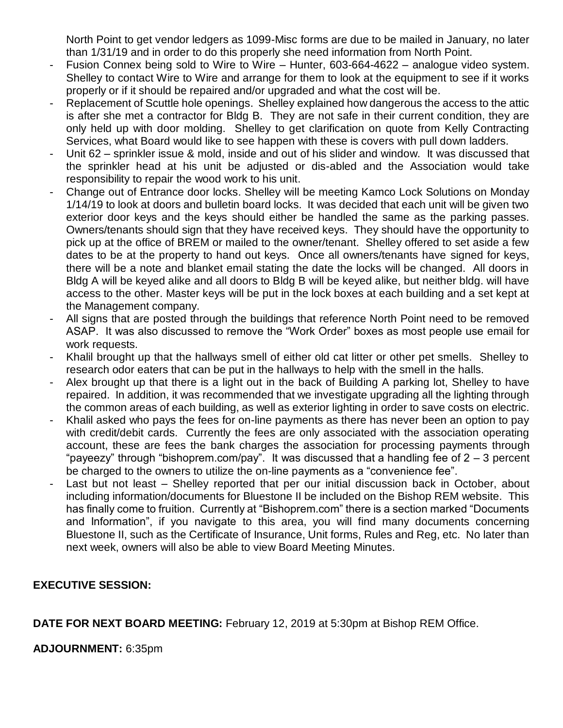North Point to get vendor ledgers as 1099-Misc forms are due to be mailed in January, no later than 1/31/19 and in order to do this properly she need information from North Point.

- Fusion Connex being sold to Wire to Wire – Hunter, 603-664-4622 – analogue video system. Shelley to contact Wire to Wire and arrange for them to look at the equipment to see if it works properly or if it should be repaired and/or upgraded and what the cost will be.
- Replacement of Scuttle hole openings. Shelley explained how dangerous the access to the attic is after she met a contractor for Bldg B. They are not safe in their current condition, they are only held up with door molding. Shelley to get clarification on quote from Kelly Contracting Services, what Board would like to see happen with these is covers with pull down ladders.
- Unit 62 – sprinkler issue & mold, inside and out of his slider and window. It was discussed that the sprinkler head at his unit be adjusted or dis-abled and the Association would take responsibility to repair the wood work to his unit.
- Change out of Entrance door locks. Shelley will be meeting Kamco Lock Solutions on Monday 1/14/19 to look at doors and bulletin board locks. It was decided that each unit will be given two exterior door keys and the keys should either be handled the same as the parking passes. Owners/tenants should sign that they have received keys. They should have the opportunity to pick up at the office of BREM or mailed to the owner/tenant. Shelley offered to set aside a few dates to be at the property to hand out keys. Once all owners/tenants have signed for keys, there will be a note and blanket email stating the date the locks will be changed. All doors in Bldg A will be keyed alike and all doors to Bldg B will be keyed alike, but neither bldg. will have access to the other. Master keys will be put in the lock boxes at each building and a set kept at the Management company.
- All signs that are posted through the buildings that reference North Point need to be removed ASAP. It was also discussed to remove the "Work Order" boxes as most people use email for work requests.
- Khalil brought up that the hallways smell of either old cat litter or other pet smells. Shelley to research odor eaters that can be put in the hallways to help with the smell in the halls.
- Alex brought up that there is a light out in the back of Building A parking lot, Shelley to have repaired. In addition, it was recommended that we investigate upgrading all the lighting through the common areas of each building, as well as exterior lighting in order to save costs on electric.
- Khalil asked who pays the fees for on-line payments as there has never been an option to pay with credit/debit cards. Currently the fees are only associated with the association operating account, these are fees the bank charges the association for processing payments through "payeezy" through "bishoprem.com/pay". It was discussed that a handling fee of 2 – 3 percent be charged to the owners to utilize the on-line payments as a "convenience fee".
- Last but not least – Shelley reported that per our initial discussion back in October, about including information/documents for Bluestone II be included on the Bishop REM website. This has finally come to fruition. Currently at "Bishoprem.com" there is a section marked "Documents and Information", if you navigate to this area, you will find many documents concerning Bluestone II, such as the Certificate of Insurance, Unit forms, Rules and Reg, etc. No later than next week, owners will also be able to view Board Meeting Minutes.

**EXECUTIVE SESSION:**

**DATE FOR NEXT BOARD MEETING:** February 12, 2019 at 5:30pm at Bishop REM Office.

**ADJOURNMENT:** 6:35pm